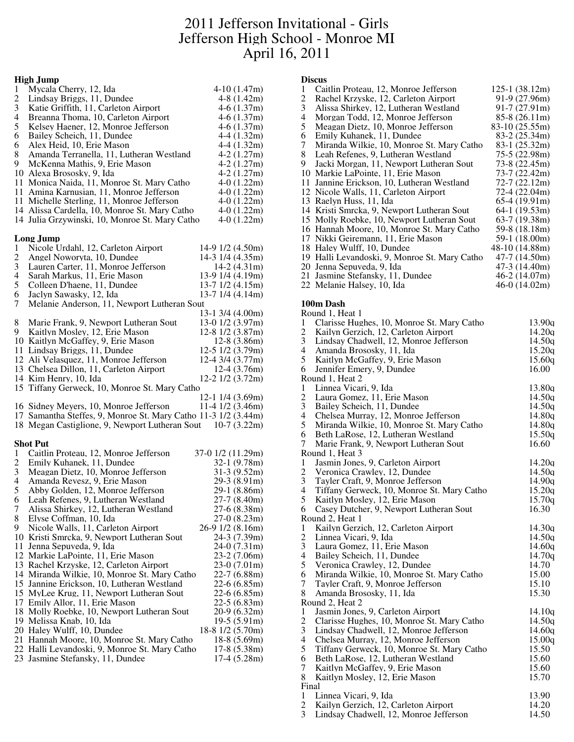# 2011 Jefferson Invitational - Girls
# Jefferson High School - Monroe MI
# April 16, 2011

### High Jump

| Place | Name | Mark |
|---|---|---|
| 1 | Mycala Cherry, 12, Ida | 4-10 (1.47m) |
| 2 | Lindsay Briggs, 11, Dundee | 4-8 (1.42m) |
| 3 | Katie Griffith, 11, Carleton Airport | 4-6 (1.37m) |
| 4 | Breanna Thoma, 10, Carleton Airport | 4-6 (1.37m) |
| 5 | Kelsey Haener, 12, Monroe Jefferson | 4-6 (1.37m) |
| 6 | Bailey Scheich, 11, Dundee | 4-4 (1.32m) |
| 6 | Alex Heid, 10, Erie Mason | 4-4 (1.32m) |
| 8 | Amanda Terranella, 11, Lutheran Westland | 4-2 (1.27m) |
| 9 | McKenna Mathis, 9, Erie Mason | 4-2 (1.27m) |
| 10 | Alexa Brososky, 9, Ida | 4-2 (1.27m) |
| 11 | Monica Naida, 11, Monroe St. Mary Catho | 4-0 (1.22m) |
| 11 | Amina Karnusian, 11, Monroe Jefferson | 4-0 (1.22m) |
| 11 | Michelle Sterling, 11, Monroe Jefferson | 4-0 (1.22m) |
| 14 | Alissa Cardella, 10, Monroe St. Mary Catho | 4-0 (1.22m) |
| 14 | Julia Grzywinski, 10, Monroe St. Mary Catho | 4-0 (1.22m) |

### Long Jump

| Place | Name | Mark |
|---|---|---|
| 1 | Nicole Urdahl, 12, Carleton Airport | 14-9 1/2 (4.50m) |
| 2 | Angel Noworyta, 10, Dundee | 14-3 1/4 (4.35m) |
| 3 | Lauren Carter, 11, Monroe Jefferson | 14-2 (4.31m) |
| 4 | Sarah Markus, 11, Erie Mason | 13-9 1/4 (4.19m) |
| 5 | Colleen D'haene, 11, Dundee | 13-7 1/2 (4.15m) |
| 6 | Jaclyn Sawasky, 12, Ida | 13-7 1/4 (4.14m) |
| 7 | Melanie Anderson, 11, Newport Lutheran Sout | 13-1 3/4 (4.00m) |
| 8 | Marie Frank, 9, Newport Lutheran Sout | 13-0 1/2 (3.97m) |
| 9 | Kaitlyn Mosley, 12, Erie Mason | 12-8 1/2 (3.87m) |
| 10 | Kaitlyn McGaffey, 9, Erie Mason | 12-8 (3.86m) |
| 11 | Lindsay Briggs, 11, Dundee | 12-5 1/2 (3.79m) |
| 12 | Ali Velasquez, 11, Monroe Jefferson | 12-4 3/4 (3.77m) |
| 13 | Chelsea Dillon, 11, Carleton Airport | 12-4 (3.76m) |
| 14 | Kim Henry, 10, Ida | 12-2 1/2 (3.72m) |
| 15 | Tiffany Gerweck, 10, Monroe St. Mary Catho | 12-1 1/4 (3.69m) |
| 16 | Sidney Meyers, 10, Monroe Jefferson | 11-4 1/2 (3.46m) |
| 17 | Samantha Steffes, 9, Monroe St. Mary Catho | 11-3 1/2 (3.44m) |
| 18 | Megan Castiglione, 9, Newport Lutheran Sout | 10-7 (3.22m) |

### Shot Put

| Place | Name | Mark |
|---|---|---|
| 1 | Caitlin Proteau, 12, Monroe Jefferson | 37-0 1/2 (11.29m) |
| 2 | Emily Kuhanek, 11, Dundee | 32-1 (9.78m) |
| 3 | Meagan Dietz, 10, Monroe Jefferson | 31-3 (9.52m) |
| 4 | Amanda Revesz, 9, Erie Mason | 29-3 (8.91m) |
| 5 | Abby Golden, 12, Monroe Jefferson | 29-1 (8.86m) |
| 6 | Leah Refenes, 9, Lutheran Westland | 27-7 (8.40m) |
| 7 | Alissa Shirkey, 12, Lutheran Westland | 27-6 (8.38m) |
| 8 | Elyse Coffman, 10, Ida | 27-0 (8.23m) |
| 9 | Nicole Walls, 11, Carleton Airport | 26-9 1/2 (8.16m) |
| 10 | Kristi Smrcka, 9, Newport Lutheran Sout | 24-3 (7.39m) |
| 11 | Jenna Sepuveda, 9, Ida | 24-0 (7.31m) |
| 12 | Markie LaPointe, 11, Erie Mason | 23-2 (7.06m) |
| 13 | Rachel Krzyske, 12, Carleton Airport | 23-0 (7.01m) |
| 14 | Miranda Wilkie, 10, Monroe St. Mary Catho | 22-7 (6.88m) |
| 15 | Jannine Erickson, 10, Lutheran Westland | 22-6 (6.85m) |
| 15 | MyLee Krug, 11, Newport Lutheran Sout | 22-6 (6.85m) |
| 17 | Emily Allor, 11, Erie Mason | 22-5 (6.83m) |
| 18 | Molly Roebke, 10, Newport Lutheran Sout | 20-9 (6.32m) |
| 19 | Melissa Knab, 10, Ida | 19-5 (5.91m) |
| 20 | Haley Wulff, 10, Dundee | 18-8 1/2 (5.70m) |
| 21 | Hannah Moore, 10, Monroe St. Mary Catho | 18-8 (5.69m) |
| 22 | Halli Levandoski, 9, Monroe St. Mary Catho | 17-8 (5.38m) |
| 23 | Jasmine Stefansky, 11, Dundee | 17-4 (5.28m) |

### Discus

| Place | Name | Mark |
|---|---|---|
| 1 | Caitlin Proteau, 12, Monroe Jefferson | 125-1 (38.12m) |
| 2 | Rachel Krzyske, 12, Carleton Airport | 91-9 (27.96m) |
| 3 | Alissa Shirkey, 12, Lutheran Westland | 91-7 (27.91m) |
| 4 | Morgan Todd, 12, Monroe Jefferson | 85-8 (26.11m) |
| 5 | Meagan Dietz, 10, Monroe Jefferson | 83-10 (25.55m) |
| 6 | Emily Kuhanek, 11, Dundee | 83-2 (25.34m) |
| 7 | Miranda Wilkie, 10, Monroe St. Mary Catho | 83-1 (25.32m) |
| 8 | Leah Refenes, 9, Lutheran Westland | 75-5 (22.98m) |
| 9 | Jacki Morgan, 11, Newport Lutheran Sout | 73-8 (22.45m) |
| 10 | Markie LaPointe, 11, Erie Mason | 73-7 (22.42m) |
| 11 | Jannine Erickson, 10, Lutheran Westland | 72-7 (22.12m) |
| 12 | Nicole Walls, 11, Carleton Airport | 72-4 (22.04m) |
| 13 | Raelyn Huss, 11, Ida | 65-4 (19.91m) |
| 14 | Kristi Smrcka, 9, Newport Lutheran Sout | 64-1 (19.53m) |
| 15 | Molly Roebke, 10, Newport Lutheran Sout | 63-7 (19.38m) |
| 16 | Hannah Moore, 10, Monroe St. Mary Catho | 59-8 (18.18m) |
| 17 | Nikki Geiremann, 11, Erie Mason | 59-1 (18.00m) |
| 18 | Haley Wulff, 10, Dundee | 48-10 (14.88m) |
| 19 | Halli Levandoski, 9, Monroe St. Mary Catho | 47-7 (14.50m) |
| 20 | Jenna Sepuveda, 9, Ida | 47-3 (14.40m) |
| 21 | Jasmine Stefansky, 11, Dundee | 46-2 (14.07m) |
| 22 | Melanie Halsey, 10, Ida | 46-0 (14.02m) |

### 100m Dash

**Round 1, Heat 1**

| Place | Name | Time |
|---|---|---|
| 1 | Clarisse Hughes, 10, Monroe St. Mary Catho | 13.90q |
| 2 | Kailyn Gerzich, 12, Carleton Airport | 14.20q |
| 3 | Lindsay Chadwell, 12, Monroe Jefferson | 14.50q |
| 4 | Amanda Brososky, 11, Ida | 15.20q |
| 5 | Kaitlyn McGaffey, 9, Erie Mason | 15.60q |
| 6 | Jennifer Emery, 9, Dundee | 16.00 |

**Round 1, Heat 2**

| Place | Name | Time |
|---|---|---|
| 1 | Linnea Vicari, 9, Ida | 13.80q |
| 2 | Laura Gomez, 11, Erie Mason | 14.50q |
| 3 | Bailey Scheich, 11, Dundee | 14.50q |
| 4 | Chelsea Murray, 12, Monroe Jefferson | 14.80q |
| 5 | Miranda Wilkie, 10, Monroe St. Mary Catho | 14.80q |
| 6 | Beth LaRose, 12, Lutheran Westland | 15.50q |
| 7 | Marie Frank, 9, Newport Lutheran Sout | 16.60 |

**Round 1, Heat 3**

| Place | Name | Time |
|---|---|---|
| 1 | Jasmin Jones, 9, Carleton Airport | 14.20q |
| 2 | Veronica Crawley, 12, Dundee | 14.50q |
| 3 | Tayler Craft, 9, Monroe Jefferson | 14.90q |
| 4 | Tiffany Gerweck, 10, Monroe St. Mary Catho | 15.20q |
| 5 | Kaitlyn Mosley, 12, Erie Mason | 15.70q |
| 6 | Casey Dutcher, 9, Newport Lutheran Sout | 16.30 |

**Round 2, Heat 1**

| Place | Name | Time |
|---|---|---|
| 1 | Kailyn Gerzich, 12, Carleton Airport | 14.30q |
| 2 | Linnea Vicari, 9, Ida | 14.50q |
| 3 | Laura Gomez, 11, Erie Mason | 14.60q |
| 4 | Bailey Scheich, 11, Dundee | 14.70q |
| 5 | Veronica Crawley, 12, Dundee | 14.70 |
| 6 | Miranda Wilkie, 10, Monroe St. Mary Catho | 15.00 |
| 7 | Tayler Craft, 9, Monroe Jefferson | 15.10 |
| 8 | Amanda Brososky, 11, Ida | 15.30 |

**Round 2, Heat 2**

| Place | Name | Time |
|---|---|---|
| 1 | Jasmin Jones, 9, Carleton Airport | 14.10q |
| 2 | Clarisse Hughes, 10, Monroe St. Mary Catho | 14.50q |
| 3 | Lindsay Chadwell, 12, Monroe Jefferson | 14.60q |
| 4 | Chelsea Murray, 12, Monroe Jefferson | 15.00q |
| 5 | Tiffany Gerweck, 10, Monroe St. Mary Catho | 15.50 |
| 6 | Beth LaRose, 12, Lutheran Westland | 15.60 |
| 7 | Kaitlyn McGaffey, 9, Erie Mason | 15.60 |
| 8 | Kaitlyn Mosley, 12, Erie Mason | 15.70 |

**Final**

| Place | Name | Time |
|---|---|---|
| 1 | Linnea Vicari, 9, Ida | 13.90 |
| 2 | Kailyn Gerzich, 12, Carleton Airport | 14.20 |
| 3 | Lindsay Chadwell, 12, Monroe Jefferson | 14.50 |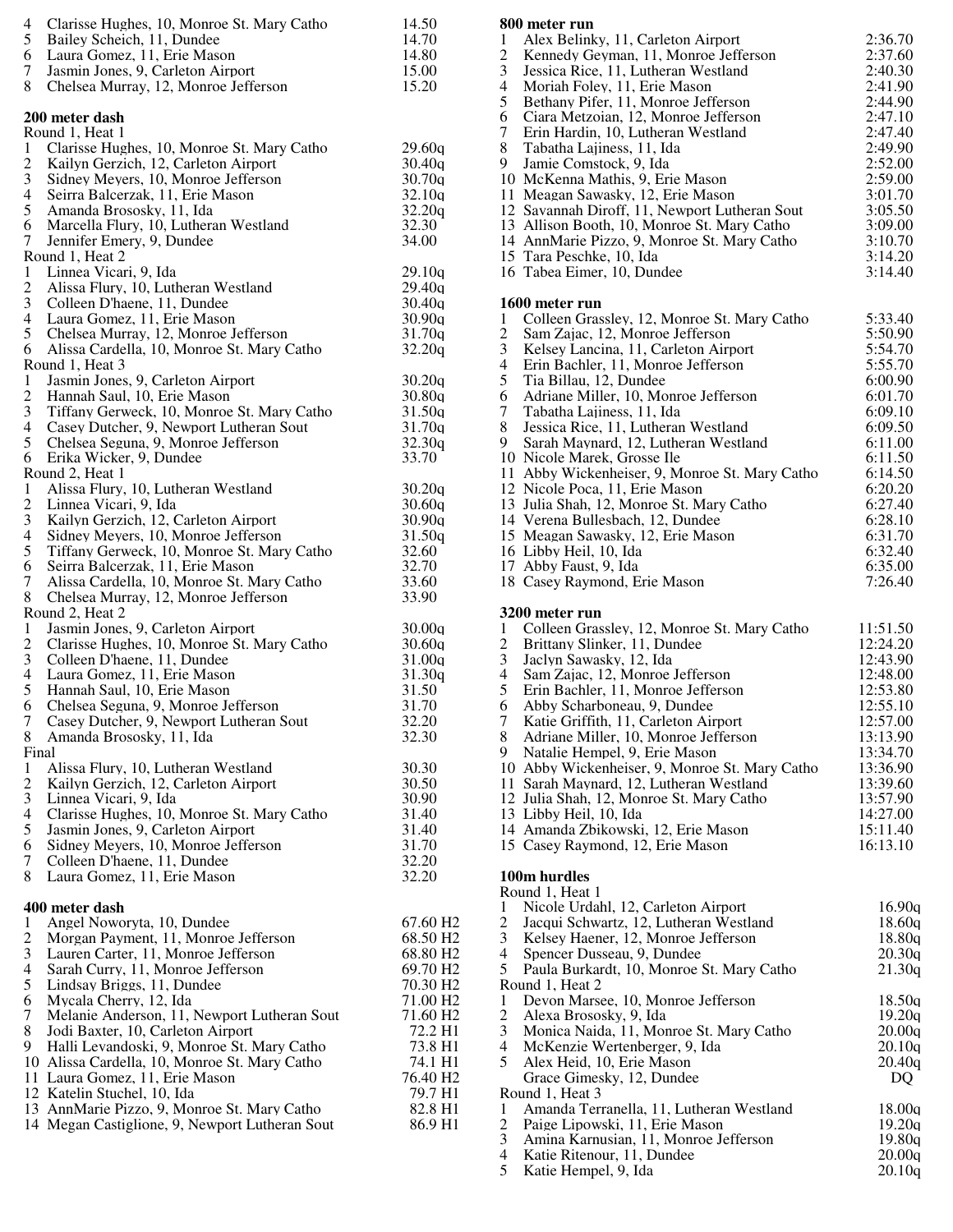| | | |
|---|---|---|
| 4 | Clarisse Hughes, 10, Monroe St. Mary Catho | 14.50 |
| 5 | Bailey Scheich, 11, Dundee | 14.70 |
| 6 | Laura Gomez, 11, Erie Mason | 14.80 |
| 7 | Jasmin Jones, 9, Carleton Airport | 15.00 |
| 8 | Chelsea Murray, 12, Monroe Jefferson | 15.20 |

**200 meter dash**

Round 1, Heat 1

| | | |
|---|---|---|
| 1 | Clarisse Hughes, 10, Monroe St. Mary Catho | 29.60q |
| 2 | Kailyn Gerzich, 12, Carleton Airport | 30.40q |
| 3 | Sidney Meyers, 10, Monroe Jefferson | 30.70q |
| 4 | Seirra Balcerzak, 11, Erie Mason | 32.10q |
| 5 | Amanda Brososky, 11, Ida | 32.20q |
| 6 | Marcella Flury, 10, Lutheran Westland | 32.30 |
| 7 | Jennifer Emery, 9, Dundee | 34.00 |

Round 1, Heat 2

| | | |
|---|---|---|
| 1 | Linnea Vicari, 9, Ida | 29.10q |
| 2 | Alissa Flury, 10, Lutheran Westland | 29.40q |
| 3 | Colleen D'haene, 11, Dundee | 30.40q |
| 4 | Laura Gomez, 11, Erie Mason | 30.90q |
| 5 | Chelsea Murray, 12, Monroe Jefferson | 31.70q |
| 6 | Alissa Cardella, 10, Monroe St. Mary Catho | 32.20q |

Round 1, Heat 3

| | | |
|---|---|---|
| 1 | Jasmin Jones, 9, Carleton Airport | 30.20q |
| 2 | Hannah Saul, 10, Erie Mason | 30.80q |
| 3 | Tiffany Gerweck, 10, Monroe St. Mary Catho | 31.50q |
| 4 | Casey Dutcher, 9, Newport Lutheran Sout | 31.70q |
| 5 | Chelsea Seguna, 9, Monroe Jefferson | 32.30q |
| 6 | Erika Wicker, 9, Dundee | 33.70 |

Round 2, Heat 1

| | | |
|---|---|---|
| 1 | Alissa Flury, 10, Lutheran Westland | 30.20q |
| 2 | Linnea Vicari, 9, Ida | 30.60q |
| 3 | Kailyn Gerzich, 12, Carleton Airport | 30.90q |
| 4 | Sidney Meyers, 10, Monroe Jefferson | 31.50q |
| 5 | Tiffany Gerweck, 10, Monroe St. Mary Catho | 32.60 |
| 6 | Seirra Balcerzak, 11, Erie Mason | 32.70 |
| 7 | Alissa Cardella, 10, Monroe St. Mary Catho | 33.60 |
| 8 | Chelsea Murray, 12, Monroe Jefferson | 33.90 |

Round 2, Heat 2

| | | |
|---|---|---|
| 1 | Jasmin Jones, 9, Carleton Airport | 30.00q |
| 2 | Clarisse Hughes, 10, Monroe St. Mary Catho | 30.60q |
| 3 | Colleen D'haene, 11, Dundee | 31.00q |
| 4 | Laura Gomez, 11, Erie Mason | 31.30q |
| 5 | Hannah Saul, 10, Erie Mason | 31.50 |
| 6 | Chelsea Seguna, 9, Monroe Jefferson | 31.70 |
| 7 | Casey Dutcher, 9, Newport Lutheran Sout | 32.20 |
| 8 | Amanda Brososky, 11, Ida | 32.30 |

Final

| | | |
|---|---|---|
| 1 | Alissa Flury, 10, Lutheran Westland | 30.30 |
| 2 | Kailyn Gerzich, 12, Carleton Airport | 30.50 |
| 3 | Linnea Vicari, 9, Ida | 30.90 |
| 4 | Clarisse Hughes, 10, Monroe St. Mary Catho | 31.40 |
| 5 | Jasmin Jones, 9, Carleton Airport | 31.40 |
| 6 | Sidney Meyers, 10, Monroe Jefferson | 31.70 |
| 7 | Colleen D'haene, 11, Dundee | 32.20 |
| 8 | Laura Gomez, 11, Erie Mason | 32.20 |

**400 meter dash**

| | | |
|---|---|---|
| 1 | Angel Noworyta, 10, Dundee | 67.60 H2 |
| 2 | Morgan Payment, 11, Monroe Jefferson | 68.50 H2 |
| 3 | Lauren Carter, 11, Monroe Jefferson | 68.80 H2 |
| 4 | Sarah Curry, 11, Monroe Jefferson | 69.70 H2 |
| 5 | Lindsay Briggs, 11, Dundee | 70.30 H2 |
| 6 | Mycala Cherry, 12, Ida | 71.00 H2 |
| 7 | Melanie Anderson, 11, Newport Lutheran Sout | 71.60 H2 |
| 8 | Jodi Baxter, 10, Carleton Airport | 72.2 H1 |
| 9 | Halli Levandoski, 9, Monroe St. Mary Catho | 73.8 H1 |
| 10 | Alissa Cardella, 10, Monroe St. Mary Catho | 74.1 H1 |
| 11 | Laura Gomez, 11, Erie Mason | 76.40 H2 |
| 12 | Katelin Stuchel, 10, Ida | 79.7 H1 |
| 13 | AnnMarie Pizzo, 9, Monroe St. Mary Catho | 82.8 H1 |
| 14 | Megan Castiglione, 9, Newport Lutheran Sout | 86.9 H1 |

**800 meter run**

| | | |
|---|---|---|
| 1 | Alex Belinky, 11, Carleton Airport | 2:36.70 |
| 2 | Kennedy Geyman, 11, Monroe Jefferson | 2:37.60 |
| 3 | Jessica Rice, 11, Lutheran Westland | 2:40.30 |
| 4 | Moriah Foley, 11, Erie Mason | 2:41.90 |
| 5 | Bethany Pifer, 11, Monroe Jefferson | 2:44.90 |
| 6 | Ciara Metzoian, 12, Monroe Jefferson | 2:47.10 |
| 7 | Erin Hardin, 10, Lutheran Westland | 2:47.40 |
| 8 | Tabatha Lajiness, 11, Ida | 2:49.90 |
| 9 | Jamie Comstock, 9, Ida | 2:52.00 |
| 10 | McKenna Mathis, 9, Erie Mason | 2:59.00 |
| 11 | Meagan Sawasky, 12, Erie Mason | 3:01.70 |
| 12 | Savannah Diroff, 11, Newport Lutheran Sout | 3:05.50 |
| 13 | Allison Booth, 10, Monroe St. Mary Catho | 3:09.00 |
| 14 | AnnMarie Pizzo, 9, Monroe St. Mary Catho | 3:10.70 |
| 15 | Tara Peschke, 10, Ida | 3:14.20 |
| 16 | Tabea Eimer, 10, Dundee | 3:14.40 |

**1600 meter run**

| | | |
|---|---|---|
| 1 | Colleen Grassley, 12, Monroe St. Mary Catho | 5:33.40 |
| 2 | Sam Zajac, 12, Monroe Jefferson | 5:50.90 |
| 3 | Kelsey Lancina, 11, Carleton Airport | 5:54.70 |
| 4 | Erin Bachler, 11, Monroe Jefferson | 5:55.70 |
| 5 | Tia Billau, 12, Dundee | 6:00.90 |
| 6 | Adriane Miller, 10, Monroe Jefferson | 6:01.70 |
| 7 | Tabatha Lajiness, 11, Ida | 6:09.10 |
| 8 | Jessica Rice, 11, Lutheran Westland | 6:09.50 |
| 9 | Sarah Maynard, 12, Lutheran Westland | 6:11.00 |
| 10 | Nicole Marek, Grosse Ile | 6:11.50 |
| 11 | Abby Wickenheiser, 9, Monroe St. Mary Catho | 6:14.50 |
| 12 | Nicole Poca, 11, Erie Mason | 6:20.20 |
| 13 | Julia Shah, 12, Monroe St. Mary Catho | 6:27.40 |
| 14 | Verena Bullesbach, 12, Dundee | 6:28.10 |
| 15 | Meagan Sawasky, 12, Erie Mason | 6:31.70 |
| 16 | Libby Heil, 10, Ida | 6:32.40 |
| 17 | Abby Faust, 9, Ida | 6:35.00 |
| 18 | Casey Raymond, Erie Mason | 7:26.40 |

**3200 meter run**

| | | |
|---|---|---|
| 1 | Colleen Grassley, 12, Monroe St. Mary Catho | 11:51.50 |
| 2 | Brittany Slinker, 11, Dundee | 12:24.20 |
| 3 | Jaclyn Sawasky, 12, Ida | 12:43.90 |
| 4 | Sam Zajac, 12, Monroe Jefferson | 12:48.00 |
| 5 | Erin Bachler, 11, Monroe Jefferson | 12:53.80 |
| 6 | Abby Scharboneau, 9, Dundee | 12:55.10 |
| 7 | Katie Griffith, 11, Carleton Airport | 12:57.00 |
| 8 | Adriane Miller, 10, Monroe Jefferson | 13:13.90 |
| 9 | Natalie Hempel, 9, Erie Mason | 13:34.70 |
| 10 | Abby Wickenheiser, 9, Monroe St. Mary Catho | 13:36.90 |
| 11 | Sarah Maynard, 12, Lutheran Westland | 13:39.60 |
| 12 | Julia Shah, 12, Monroe St. Mary Catho | 13:57.90 |
| 13 | Libby Heil, 10, Ida | 14:27.00 |
| 14 | Amanda Zbikowski, 12, Erie Mason | 15:11.40 |
| 15 | Casey Raymond, 12, Erie Mason | 16:13.10 |

**100m hurdles**

Round 1, Heat 1

| | | |
|---|---|---|
| 1 | Nicole Urdahl, 12, Carleton Airport | 16.90q |
| 2 | Jacqui Schwartz, 12, Lutheran Westland | 18.60q |
| 3 | Kelsey Haener, 12, Monroe Jefferson | 18.80q |
| 4 | Spencer Dusseau, 9, Dundee | 20.30q |
| 5 | Paula Burkardt, 10, Monroe St. Mary Catho | 21.30q |

Round 1, Heat 2

| | | |
|---|---|---|
| 1 | Devon Marsee, 10, Monroe Jefferson | 18.50q |
| 2 | Alexa Brososky, 9, Ida | 19.20q |
| 3 | Monica Naida, 11, Monroe St. Mary Catho | 20.00q |
| 4 | McKenzie Wertenberger, 9, Ida | 20.10q |
| 5 | Alex Heid, 10, Erie Mason | 20.40q |
| | Grace Gimesky, 12, Dundee | DQ |

Round 1, Heat 3

| | | |
|---|---|---|
| 1 | Amanda Terranella, 11, Lutheran Westland | 18.00q |
| 2 | Paige Lipowski, 11, Erie Mason | 19.20q |
| 3 | Amina Karnusian, 11, Monroe Jefferson | 19.80q |
| 4 | Katie Ritenour, 11, Dundee | 20.00q |
| 5 | Katie Hempel, 9, Ida | 20.10q |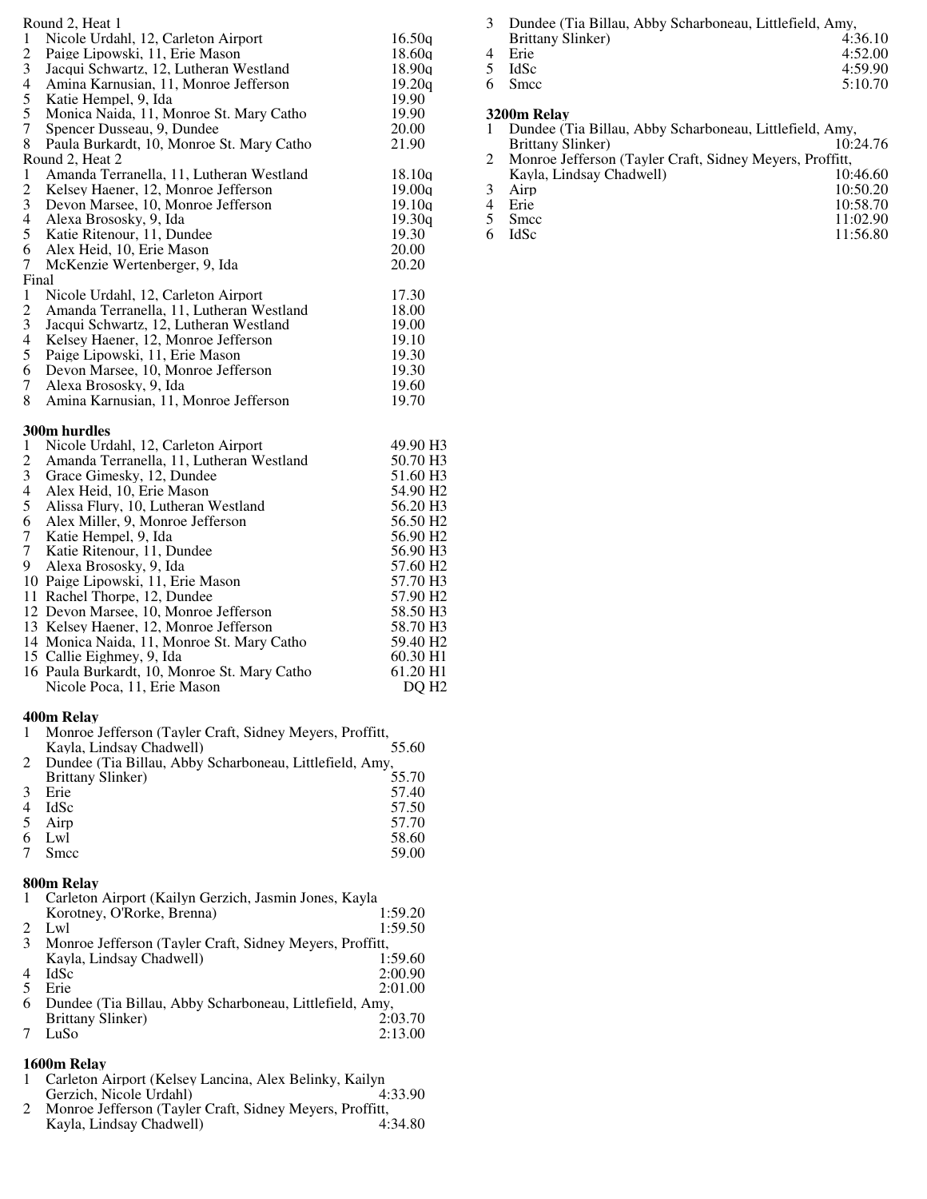Round 2, Heat 1

| Place | Name | Time |
|---|---|---|
| 1 | Nicole Urdahl, 12, Carleton Airport | 16.50q |
| 2 | Paige Lipowski, 11, Erie Mason | 18.60q |
| 3 | Jacqui Schwartz, 12, Lutheran Westland | 18.90q |
| 4 | Amina Karnusian, 11, Monroe Jefferson | 19.20q |
| 5 | Katie Hempel, 9, Ida | 19.90 |
| 5 | Monica Naida, 11, Monroe St. Mary Catho | 19.90 |
| 7 | Spencer Dusseau, 9, Dundee | 20.00 |
| 8 | Paula Burkardt, 10, Monroe St. Mary Catho | 21.90 |

Round 2, Heat 2

| Place | Name | Time |
|---|---|---|
| 1 | Amanda Terranella, 11, Lutheran Westland | 18.10q |
| 2 | Kelsey Haener, 12, Monroe Jefferson | 19.00q |
| 3 | Devon Marsee, 10, Monroe Jefferson | 19.10q |
| 4 | Alexa Brososky, 9, Ida | 19.30q |
| 5 | Katie Ritenour, 11, Dundee | 19.30 |
| 6 | Alex Heid, 10, Erie Mason | 20.00 |
| 7 | McKenzie Wertenberger, 9, Ida | 20.20 |

Final

| Place | Name | Time |
|---|---|---|
| 1 | Nicole Urdahl, 12, Carleton Airport | 17.30 |
| 2 | Amanda Terranella, 11, Lutheran Westland | 18.00 |
| 3 | Jacqui Schwartz, 12, Lutheran Westland | 19.00 |
| 4 | Kelsey Haener, 12, Monroe Jefferson | 19.10 |
| 5 | Paige Lipowski, 11, Erie Mason | 19.30 |
| 6 | Devon Marsee, 10, Monroe Jefferson | 19.30 |
| 7 | Alexa Brososky, 9, Ida | 19.60 |
| 8 | Amina Karnusian, 11, Monroe Jefferson | 19.70 |

**300m hurdles**

| Place | Name | Time |
|---|---|---|
| 1 | Nicole Urdahl, 12, Carleton Airport | 49.90 H3 |
| 2 | Amanda Terranella, 11, Lutheran Westland | 50.70 H3 |
| 3 | Grace Gimesky, 12, Dundee | 51.60 H3 |
| 4 | Alex Heid, 10, Erie Mason | 54.90 H2 |
| 5 | Alissa Flury, 10, Lutheran Westland | 56.20 H3 |
| 6 | Alex Miller, 9, Monroe Jefferson | 56.50 H2 |
| 7 | Katie Hempel, 9, Ida | 56.90 H2 |
| 7 | Katie Ritenour, 11, Dundee | 56.90 H3 |
| 9 | Alexa Brososky, 9, Ida | 57.60 H2 |
| 10 | Paige Lipowski, 11, Erie Mason | 57.70 H3 |
| 11 | Rachel Thorpe, 12, Dundee | 57.90 H2 |
| 12 | Devon Marsee, 10, Monroe Jefferson | 58.50 H3 |
| 13 | Kelsey Haener, 12, Monroe Jefferson | 58.70 H3 |
| 14 | Monica Naida, 11, Monroe St. Mary Catho | 59.40 H2 |
| 15 | Callie Eighmey, 9, Ida | 60.30 H1 |
| 16 | Paula Burkardt, 10, Monroe St. Mary Catho | 61.20 H1 |
| | Nicole Poca, 11, Erie Mason | DQ H2 |

**400m Relay**

| Place | Team | Time |
|---|---|---|
| 1 | Monroe Jefferson (Tayler Craft, Sidney Meyers, Proffitt, Kayla, Lindsay Chadwell) | 55.60 |
| 2 | Dundee (Tia Billau, Abby Scharboneau, Littlefield, Amy, Brittany Slinker) | 55.70 |
| 3 | Erie | 57.40 |
| 4 | IdSc | 57.50 |
| 5 | Airp | 57.70 |
| 6 | Lwl | 58.60 |
| 7 | Smcc | 59.00 |

**800m Relay**

| Place | Team | Time |
|---|---|---|
| 1 | Carleton Airport (Kailyn Gerzich, Jasmin Jones, Kayla Korotney, O'Rorke, Brenna) | 1:59.20 |
| 2 | Lwl | 1:59.50 |
| 3 | Monroe Jefferson (Tayler Craft, Sidney Meyers, Proffitt, Kayla, Lindsay Chadwell) | 1:59.60 |
| 4 | IdSc | 2:00.90 |
| 5 | Erie | 2:01.00 |
| 6 | Dundee (Tia Billau, Abby Scharboneau, Littlefield, Amy, Brittany Slinker) | 2:03.70 |
| 7 | LuSo | 2:13.00 |

**1600m Relay**

| Place | Team | Time |
|---|---|---|
| 1 | Carleton Airport (Kelsey Lancina, Alex Belinky, Kailyn Gerzich, Nicole Urdahl) | 4:33.90 |
| 2 | Monroe Jefferson (Tayler Craft, Sidney Meyers, Proffitt, Kayla, Lindsay Chadwell) | 4:34.80 |
| 3 | Dundee (Tia Billau, Abby Scharboneau, Littlefield, Amy, Brittany Slinker) | 4:36.10 |
| 4 | Erie | 4:52.00 |
| 5 | IdSc | 4:59.90 |
| 6 | Smcc | 5:10.70 |

**3200m Relay**

| Place | Team | Time |
|---|---|---|
| 1 | Dundee (Tia Billau, Abby Scharboneau, Littlefield, Amy, Brittany Slinker) | 10:24.76 |
| 2 | Monroe Jefferson (Tayler Craft, Sidney Meyers, Proffitt, Kayla, Lindsay Chadwell) | 10:46.60 |
| 3 | Airp | 10:50.20 |
| 4 | Erie | 10:58.70 |
| 5 | Smcc | 11:02.90 |
| 6 | IdSc | 11:56.80 |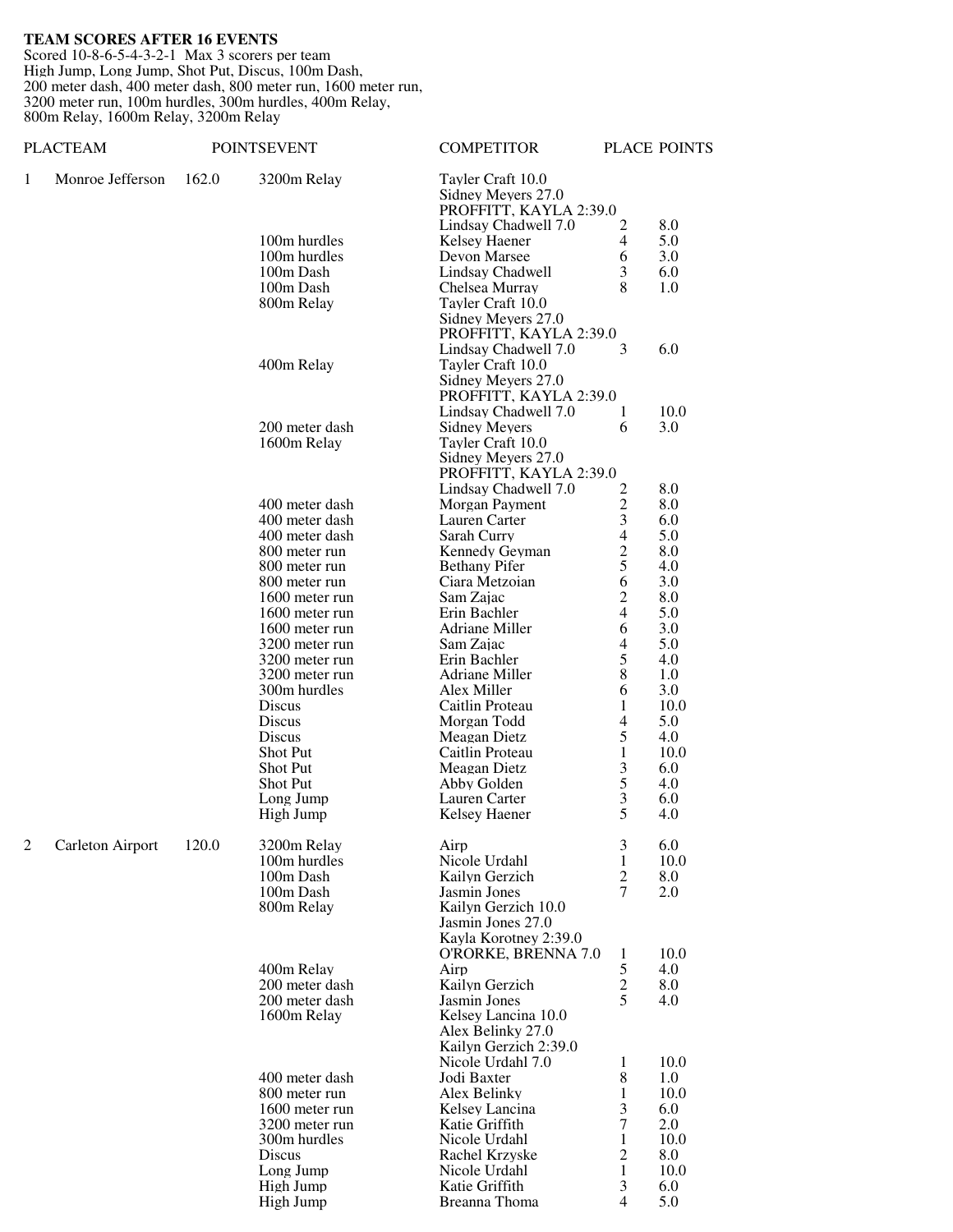**TEAM SCORES AFTER 16 EVENTS**

Scored 10-8-6-5-4-3-2-1 Max 3 scorers per team
High Jump, Long Jump, Shot Put, Discus, 100m Dash,
200 meter dash, 400 meter dash, 800 meter run, 1600 meter run,
3200 meter run, 100m hurdles, 300m hurdles, 400m Relay,
800m Relay, 1600m Relay, 3200m Relay

| PLAC | TEAM | POINTS | EVENT | COMPETITOR | PLACE | POINTS |
|---|---|---|---|---|---|---|
| 1 | Monroe Jefferson | 162.0 | 3200m Relay | Tayler Craft 10.0<br>Sidney Meyers 27.0<br>PROFFITT, KAYLA 2:39.0<br>Lindsay Chadwell 7.0 | 2 | 8.0 |
| | | | 100m hurdles | Kelsey Haener | 4 | 5.0 |
| | | | 100m hurdles | Devon Marsee | 6 | 3.0 |
| | | | 100m Dash | Lindsay Chadwell | 3 | 6.0 |
| | | | 100m Dash | Chelsea Murray | 8 | 1.0 |
| | | | 800m Relay | Tayler Craft 10.0<br>Sidney Meyers 27.0<br>PROFFITT, KAYLA 2:39.0<br>Lindsay Chadwell 7.0 | 3 | 6.0 |
| | | | 400m Relay | Tayler Craft 10.0<br>Sidney Meyers 27.0<br>PROFFITT, KAYLA 2:39.0<br>Lindsay Chadwell 7.0 | 1 | 10.0 |
| | | | 200 meter dash | Sidney Meyers | 6 | 3.0 |
| | | | 1600m Relay | Tayler Craft 10.0<br>Sidney Meyers 27.0<br>PROFFITT, KAYLA 2:39.0<br>Lindsay Chadwell 7.0 | 2 | 8.0 |
| | | | 400 meter dash | Morgan Payment | 2 | 8.0 |
| | | | 400 meter dash | Lauren Carter | 3 | 6.0 |
| | | | 400 meter dash | Sarah Curry | 4 | 5.0 |
| | | | 800 meter run | Kennedy Geyman | 2 | 8.0 |
| | | | 800 meter run | Bethany Pifer | 5 | 4.0 |
| | | | 800 meter run | Ciara Metzoian | 6 | 3.0 |
| | | | 1600 meter run | Sam Zajac | 2 | 8.0 |
| | | | 1600 meter run | Erin Bachler | 4 | 5.0 |
| | | | 1600 meter run | Adriane Miller | 6 | 3.0 |
| | | | 3200 meter run | Sam Zajac | 4 | 5.0 |
| | | | 3200 meter run | Erin Bachler | 5 | 4.0 |
| | | | 3200 meter run | Adriane Miller | 8 | 1.0 |
| | | | 300m hurdles | Alex Miller | 6 | 3.0 |
| | | | Discus | Caitlin Proteau | 1 | 10.0 |
| | | | Discus | Morgan Todd | 4 | 5.0 |
| | | | Discus | Meagan Dietz | 5 | 4.0 |
| | | | Shot Put | Caitlin Proteau | 1 | 10.0 |
| | | | Shot Put | Meagan Dietz | 3 | 6.0 |
| | | | Shot Put | Abby Golden | 5 | 4.0 |
| | | | Long Jump | Lauren Carter | 3 | 6.0 |
| | | | High Jump | Kelsey Haener | 5 | 4.0 |
| 2 | Carleton Airport | 120.0 | 3200m Relay | Airp | 3 | 6.0 |
| | | | 100m hurdles | Nicole Urdahl | 1 | 10.0 |
| | | | 100m Dash | Kailyn Gerzich | 2 | 8.0 |
| | | | 100m Dash | Jasmin Jones | 7 | 2.0 |
| | | | 800m Relay | Kailyn Gerzich 10.0<br>Jasmin Jones 27.0<br>Kayla Korotney 2:39.0<br>O'RORKE, BRENNA 7.0 | 1 | 10.0 |
| | | | 400m Relay | Airp | 5 | 4.0 |
| | | | 200 meter dash | Kailyn Gerzich | 2 | 8.0 |
| | | | 200 meter dash | Jasmin Jones | 5 | 4.0 |
| | | | 1600m Relay | Kelsey Lancina 10.0<br>Alex Belinky 27.0<br>Kailyn Gerzich 2:39.0<br>Nicole Urdahl 7.0 | 1 | 10.0 |
| | | | 400 meter dash | Jodi Baxter | 8 | 1.0 |
| | | | 800 meter run | Alex Belinky | 1 | 10.0 |
| | | | 1600 meter run | Kelsey Lancina | 3 | 6.0 |
| | | | 3200 meter run | Katie Griffith | 7 | 2.0 |
| | | | 300m hurdles | Nicole Urdahl | 1 | 10.0 |
| | | | Discus | Rachel Krzyske | 2 | 8.0 |
| | | | Long Jump | Nicole Urdahl | 1 | 10.0 |
| | | | High Jump | Katie Griffith | 3 | 6.0 |
| | | | High Jump | Breanna Thoma | 4 | 5.0 |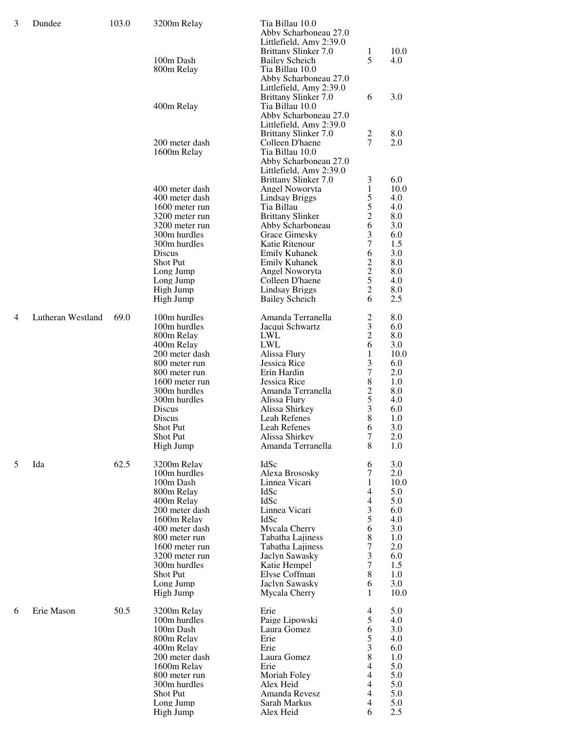| Place | Team | Points | Event | Athlete | Place | Points |
|---|---|---|---|---|---|---|
| 3 | Dundee | 103.0 | 3200m Relay | Tia Billau 10.0<br>Abby Scharboneau 27.0<br>Littlefield, Amy 2:39.0<br>Brittany Slinker 7.0 | 1 | 10.0 |
| | | | 100m Dash | Bailey Scheich | 5 | 4.0 |
| | | | 800m Relay | Tia Billau 10.0<br>Abby Scharboneau 27.0<br>Littlefield, Amy 2:39.0<br>Brittany Slinker 7.0 | 6 | 3.0 |
| | | | 400m Relay | Tia Billau 10.0<br>Abby Scharboneau 27.0<br>Littlefield, Amy 2:39.0<br>Brittany Slinker 7.0 | 2 | 8.0 |
| | | | 200 meter dash | Colleen D'haene | 7 | 2.0 |
| | | | 1600m Relay | Tia Billau 10.0<br>Abby Scharboneau 27.0<br>Littlefield, Amy 2:39.0<br>Brittany Slinker 7.0 | 3 | 6.0 |
| | | | 400 meter dash | Angel Noworyta | 1 | 10.0 |
| | | | 400 meter dash | Lindsay Briggs | 5 | 4.0 |
| | | | 1600 meter run | Tia Billau | 5 | 4.0 |
| | | | 3200 meter run | Brittany Slinker | 2 | 8.0 |
| | | | 3200 meter run | Abby Scharboneau | 6 | 3.0 |
| | | | 300m hurdles | Grace Gimesky | 3 | 6.0 |
| | | | 300m hurdles | Katie Ritenour | 7 | 1.5 |
| | | | Discus | Emily Kuhanek | 6 | 3.0 |
| | | | Shot Put | Emily Kuhanek | 2 | 8.0 |
| | | | Long Jump | Angel Noworyta | 2 | 8.0 |
| | | | Long Jump | Colleen D'haene | 5 | 4.0 |
| | | | High Jump | Lindsay Briggs | 2 | 8.0 |
| | | | High Jump | Bailey Scheich | 6 | 2.5 |
| 4 | Lutheran Westland | 69.0 | 100m hurdles | Amanda Terranella | 2 | 8.0 |
| | | | 100m hurdles | Jacqui Schwartz | 3 | 6.0 |
| | | | 800m Relay | LWL | 2 | 8.0 |
| | | | 400m Relay | LWL | 6 | 3.0 |
| | | | 200 meter dash | Alissa Flury | 1 | 10.0 |
| | | | 800 meter run | Jessica Rice | 3 | 6.0 |
| | | | 800 meter run | Erin Hardin | 7 | 2.0 |
| | | | 1600 meter run | Jessica Rice | 8 | 1.0 |
| | | | 300m hurdles | Amanda Terranella | 2 | 8.0 |
| | | | 300m hurdles | Alissa Flury | 5 | 4.0 |
| | | | Discus | Alissa Shirkey | 3 | 6.0 |
| | | | Discus | Leah Refenes | 8 | 1.0 |
| | | | Shot Put | Leah Refenes | 6 | 3.0 |
| | | | Shot Put | Alissa Shirkey | 7 | 2.0 |
| | | | High Jump | Amanda Terranella | 8 | 1.0 |
| 5 | Ida | 62.5 | 3200m Relay | IdSc | 6 | 3.0 |
| | | | 100m hurdles | Alexa Brososky | 7 | 2.0 |
| | | | 100m Dash | Linnea Vicari | 1 | 10.0 |
| | | | 800m Relay | IdSc | 4 | 5.0 |
| | | | 400m Relay | IdSc | 4 | 5.0 |
| | | | 200 meter dash | Linnea Vicari | 3 | 6.0 |
| | | | 1600m Relay | IdSc | 5 | 4.0 |
| | | | 400 meter dash | Mycala Cherry | 6 | 3.0 |
| | | | 800 meter run | Tabatha Lajiness | 8 | 1.0 |
| | | | 1600 meter run | Tabatha Lajiness | 7 | 2.0 |
| | | | 3200 meter run | Jaclyn Sawasky | 3 | 6.0 |
| | | | 300m hurdles | Katie Hempel | 7 | 1.5 |
| | | | Shot Put | Elyse Coffman | 8 | 1.0 |
| | | | Long Jump | Jaclyn Sawasky | 6 | 3.0 |
| | | | High Jump | Mycala Cherry | 1 | 10.0 |
| 6 | Erie Mason | 50.5 | 3200m Relay | Erie | 4 | 5.0 |
| | | | 100m hurdles | Paige Lipowski | 5 | 4.0 |
| | | | 100m Dash | Laura Gomez | 6 | 3.0 |
| | | | 800m Relay | Erie | 5 | 4.0 |
| | | | 400m Relay | Erie | 3 | 6.0 |
| | | | 200 meter dash | Laura Gomez | 8 | 1.0 |
| | | | 1600m Relay | Erie | 4 | 5.0 |
| | | | 800 meter run | Moriah Foley | 4 | 5.0 |
| | | | 300m hurdles | Alex Heid | 4 | 5.0 |
| | | | Shot Put | Amanda Revesz | 4 | 5.0 |
| | | | Long Jump | Sarah Markus | 4 | 5.0 |
| | | | High Jump | Alex Heid | 6 | 2.5 |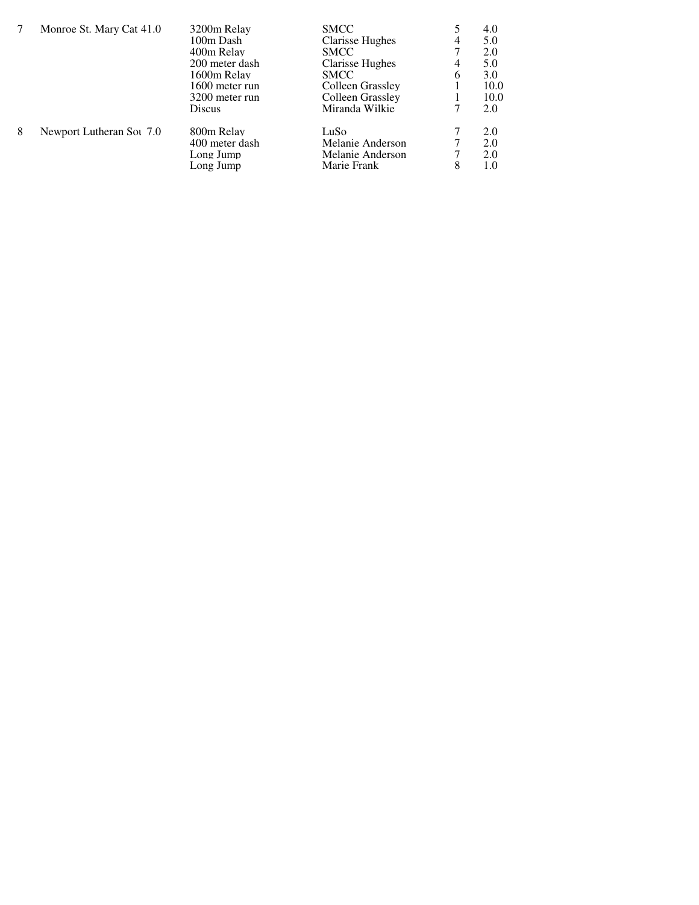| | | | | | |
|---|---|---|---|---|---|
| 7 | Monroe St. Mary Cat 41.0 | 3200m Relay | SMCC | 5 | 4.0 |
| | | 100m Dash | Clarisse Hughes | 4 | 5.0 |
| | | 400m Relay | SMCC | 7 | 2.0 |
| | | 200 meter dash | Clarisse Hughes | 4 | 5.0 |
| | | 1600m Relay | SMCC | 6 | 3.0 |
| | | 1600 meter run | Colleen Grassley | 1 | 10.0 |
| | | 3200 meter run | Colleen Grassley | 1 | 10.0 |
| | | Discus | Miranda Wilkie | 7 | 2.0 |
| 8 | Newport Lutheran Sou 7.0 | 800m Relay | LuSo | 7 | 2.0 |
| | | 400 meter dash | Melanie Anderson | 7 | 2.0 |
| | | Long Jump | Melanie Anderson | 7 | 2.0 |
| | | Long Jump | Marie Frank | 8 | 1.0 |